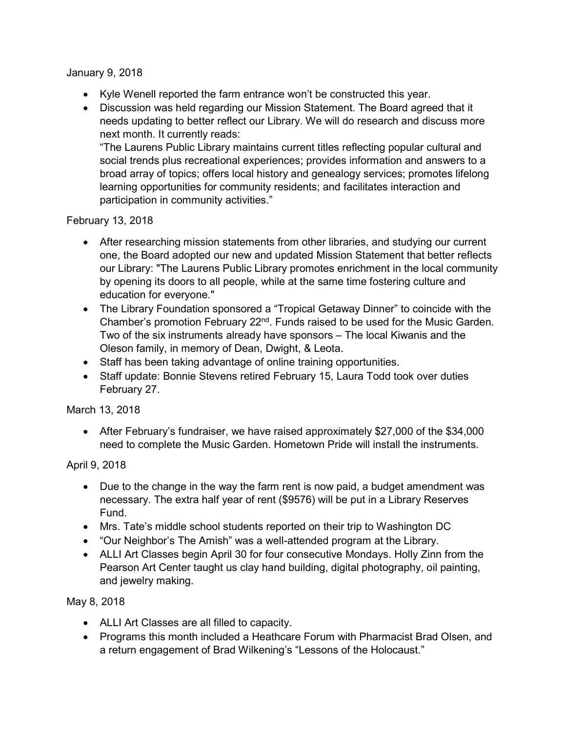January 9, 2018

- Kyle Wenell reported the farm entrance won't be constructed this year.
- Discussion was held regarding our Mission Statement. The Board agreed that it needs updating to better reflect our Library. We will do research and discuss more next month. It currently reads:
  "The Laurens Public Library maintains current titles reflecting popular cultural and social trends plus recreational experiences; provides information and answers to a broad array of topics; offers local history and genealogy services; promotes lifelong learning opportunities for community residents; and facilitates interaction and participation in community activities."

February 13, 2018

- After researching mission statements from other libraries, and studying our current one, the Board adopted our new and updated Mission Statement that better reflects our Library: "The Laurens Public Library promotes enrichment in the local community by opening its doors to all people, while at the same time fostering culture and education for everyone."
- The Library Foundation sponsored a "Tropical Getaway Dinner" to coincide with the Chamber's promotion February 22nd. Funds raised to be used for the Music Garden. Two of the six instruments already have sponsors – The local Kiwanis and the Oleson family, in memory of Dean, Dwight, & Leota.
- Staff has been taking advantage of online training opportunities.
- Staff update: Bonnie Stevens retired February 15, Laura Todd took over duties February 27.

March 13, 2018

- After February's fundraiser, we have raised approximately $27,000 of the $34,000 need to complete the Music Garden. Hometown Pride will install the instruments.

April 9, 2018

- Due to the change in the way the farm rent is now paid, a budget amendment was necessary. The extra half year of rent ($9576) will be put in a Library Reserves Fund.
- Mrs. Tate's middle school students reported on their trip to Washington DC
- "Our Neighbor's The Amish" was a well-attended program at the Library.
- ALLI Art Classes begin April 30 for four consecutive Mondays. Holly Zinn from the Pearson Art Center taught us clay hand building, digital photography, oil painting, and jewelry making.

May 8, 2018

- ALLI Art Classes are all filled to capacity.
- Programs this month included a Heathcare Forum with Pharmacist Brad Olsen, and a return engagement of Brad Wilkening's "Lessons of the Holocaust."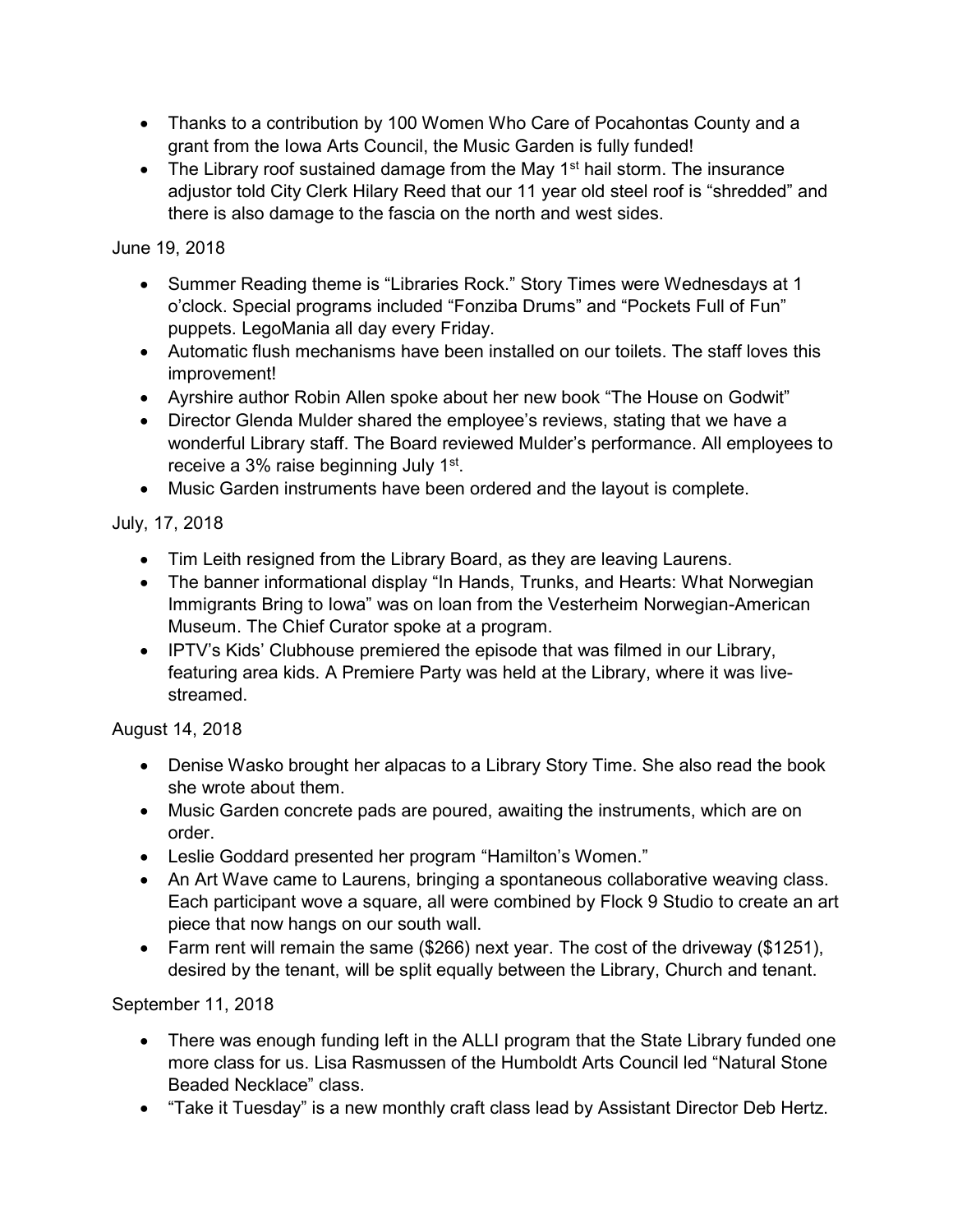- Thanks to a contribution by 100 Women Who Care of Pocahontas County and a grant from the Iowa Arts Council, the Music Garden is fully funded!
- The Library roof sustained damage from the May 1st hail storm. The insurance adjustor told City Clerk Hilary Reed that our 11 year old steel roof is "shredded" and there is also damage to the fascia on the north and west sides.

June 19, 2018

- Summer Reading theme is "Libraries Rock." Story Times were Wednesdays at 1 o'clock. Special programs included "Fonziba Drums" and "Pockets Full of Fun" puppets. LegoMania all day every Friday.
- Automatic flush mechanisms have been installed on our toilets. The staff loves this improvement!
- Ayrshire author Robin Allen spoke about her new book "The House on Godwit"
- Director Glenda Mulder shared the employee's reviews, stating that we have a wonderful Library staff. The Board reviewed Mulder's performance. All employees to receive a 3% raise beginning July 1st.
- Music Garden instruments have been ordered and the layout is complete.

July, 17, 2018

- Tim Leith resigned from the Library Board, as they are leaving Laurens.
- The banner informational display "In Hands, Trunks, and Hearts: What Norwegian Immigrants Bring to Iowa" was on loan from the Vesterheim Norwegian-American Museum. The Chief Curator spoke at a program.
- IPTV's Kids' Clubhouse premiered the episode that was filmed in our Library, featuring area kids. A Premiere Party was held at the Library, where it was live-streamed.

August 14, 2018

- Denise Wasko brought her alpacas to a Library Story Time. She also read the book she wrote about them.
- Music Garden concrete pads are poured, awaiting the instruments, which are on order.
- Leslie Goddard presented her program "Hamilton's Women."
- An Art Wave came to Laurens, bringing a spontaneous collaborative weaving class. Each participant wove a square, all were combined by Flock 9 Studio to create an art piece that now hangs on our south wall.
- Farm rent will remain the same ($266) next year. The cost of the driveway ($1251), desired by the tenant, will be split equally between the Library, Church and tenant.

September 11, 2018

- There was enough funding left in the ALLI program that the State Library funded one more class for us. Lisa Rasmussen of the Humboldt Arts Council led "Natural Stone Beaded Necklace" class.
- "Take it Tuesday" is a new monthly craft class lead by Assistant Director Deb Hertz.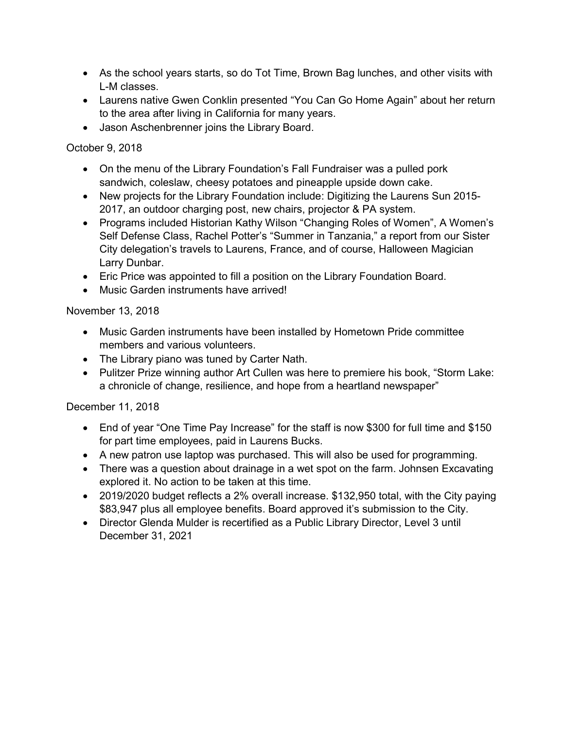- As the school years starts, so do Tot Time, Brown Bag lunches, and other visits with L-M classes.
- Laurens native Gwen Conklin presented "You Can Go Home Again" about her return to the area after living in California for many years.
- Jason Aschenbrenner joins the Library Board.

October 9, 2018

- On the menu of the Library Foundation's Fall Fundraiser was a pulled pork sandwich, coleslaw, cheesy potatoes and pineapple upside down cake.
- New projects for the Library Foundation include: Digitizing the Laurens Sun 2015-2017, an outdoor charging post, new chairs, projector & PA system.
- Programs included Historian Kathy Wilson "Changing Roles of Women", A Women's Self Defense Class, Rachel Potter's "Summer in Tanzania," a report from our Sister City delegation's travels to Laurens, France, and of course, Halloween Magician Larry Dunbar.
- Eric Price was appointed to fill a position on the Library Foundation Board.
- Music Garden instruments have arrived!

November 13, 2018

- Music Garden instruments have been installed by Hometown Pride committee members and various volunteers.
- The Library piano was tuned by Carter Nath.
- Pulitzer Prize winning author Art Cullen was here to premiere his book, "Storm Lake: a chronicle of change, resilience, and hope from a heartland newspaper"

December 11, 2018

- End of year "One Time Pay Increase" for the staff is now $300 for full time and $150 for part time employees, paid in Laurens Bucks.
- A new patron use laptop was purchased. This will also be used for programming.
- There was a question about drainage in a wet spot on the farm. Johnsen Excavating explored it. No action to be taken at this time.
- 2019/2020 budget reflects a 2% overall increase. $132,950 total, with the City paying $83,947 plus all employee benefits. Board approved it's submission to the City.
- Director Glenda Mulder is recertified as a Public Library Director, Level 3 until December 31, 2021